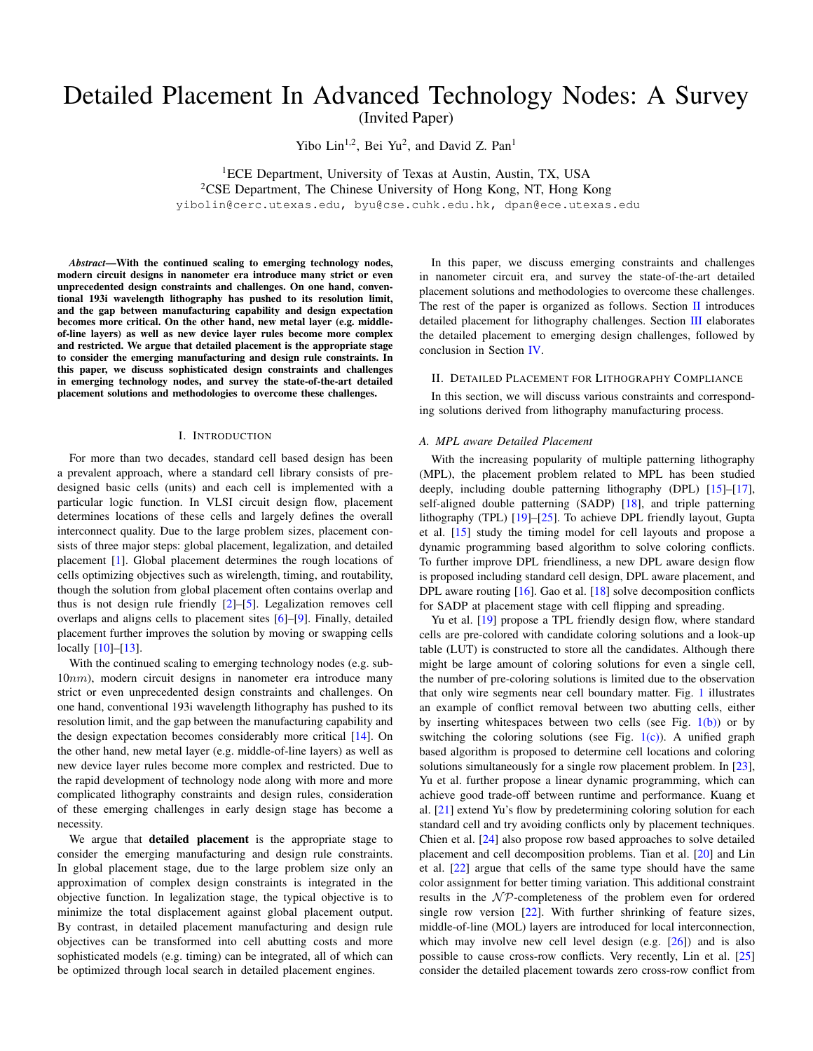# Detailed Placement In Advanced Technology Nodes: A Survey

(Invited Paper)

Yibo Lin[1,2], Bei Yu[2], and David Z. Pan[1]

[1]ECE Department, University of Texas at Austin, Austin, TX, USA
[2]CSE Department, The Chinese University of Hong Kong, NT, Hong Kong
yibolin@cerc.utexas.edu, byu@cse.cuhk.edu.hk, dpan@ece.utexas.edu

***Abstract*—With the continued scaling to emerging technology nodes, modern circuit designs in nanometer era introduce many strict or even unprecedented design constraints and challenges. On one hand, conventional 193i wavelength lithography has pushed to its resolution limit, and the gap between manufacturing capability and design expectation becomes more critical. On the other hand, new metal layer (e.g. middle-of-line layers) as well as new device layer rules become more complex and restricted. We argue that detailed placement is the appropriate stage to consider the emerging manufacturing and design rule constraints. In this paper, we discuss sophisticated design constraints and challenges in emerging technology nodes, and survey the state-of-the-art detailed placement solutions and methodologies to overcome these challenges.**

## I. Introduction

For more than two decades, standard cell based design has been a prevalent approach, where a standard cell library consists of pre-designed basic cells (units) and each cell is implemented with a particular logic function. In VLSI circuit design flow, placement determines locations of these cells and largely defines the overall interconnect quality. Due to the large problem sizes, placement consists of three major steps: global placement, legalization, and detailed placement [1]. Global placement determines the rough locations of cells optimizing objectives such as wirelength, timing, and routability, though the solution from global placement often contains overlap and thus is not design rule friendly [2]–[5]. Legalization removes cell overlaps and aligns cells to placement sites [6]–[9]. Finally, detailed placement further improves the solution by moving or swapping cells locally [10]–[13].

With the continued scaling to emerging technology nodes (e.g. sub-$10nm$), modern circuit designs in nanometer era introduce many strict or even unprecedented design constraints and challenges. On one hand, conventional 193i wavelength lithography has pushed to its resolution limit, and the gap between the manufacturing capability and the design expectation becomes considerably more critical [14]. On the other hand, new metal layer (e.g. middle-of-line layers) as well as new device layer rules become more complex and restricted. Due to the rapid development of technology node along with more and more complicated lithography constraints and design rules, consideration of these emerging challenges in early design stage has become a necessity.

We argue that **detailed placement** is the appropriate stage to consider the emerging manufacturing and design rule constraints. In global placement stage, due to the large problem size only an approximation of complex design constraints is integrated in the objective function. In legalization stage, the typical objective is to minimize the total displacement against global placement output. By contrast, in detailed placement manufacturing and design rule objectives can be transformed into cell abutting costs and more sophisticated models (e.g. timing) can be integrated, all of which can be optimized through local search in detailed placement engines.

In this paper, we discuss emerging constraints and challenges in nanometer circuit era, and survey the state-of-the-art detailed placement solutions and methodologies to overcome these challenges. The rest of the paper is organized as follows. Section II introduces detailed placement for lithography challenges. Section III elaborates the detailed placement to emerging design challenges, followed by conclusion in Section IV.

## II. Detailed Placement for Lithography Compliance

In this section, we will discuss various constraints and corresponding solutions derived from lithography manufacturing process.

### *A. MPL aware Detailed Placement*

With the increasing popularity of multiple patterning lithography (MPL), the placement problem related to MPL has been studied deeply, including double patterning lithography (DPL) [15]–[17], self-aligned double patterning (SADP) [18], and triple patterning lithography (TPL) [19]–[25]. To achieve DPL friendly layout, Gupta et al. [15] study the timing model for cell layouts and propose a dynamic programming based algorithm to solve coloring conflicts. To further improve DPL friendliness, a new DPL aware design flow is proposed including standard cell design, DPL aware placement, and DPL aware routing [16]. Gao et al. [18] solve decomposition conflicts for SADP at placement stage with cell flipping and spreading.

Yu et al. [19] propose a TPL friendly design flow, where standard cells are pre-colored with candidate coloring solutions and a look-up table (LUT) is constructed to store all the candidates. Although there might be large amount of coloring solutions for even a single cell, the number of pre-coloring solutions is limited due to the observation that only wire segments near cell boundary matter. Fig. 1 illustrates an example of conflict removal between two abutting cells, either by inserting whitespaces between two cells (see Fig. 1(b)) or by switching the coloring solutions (see Fig. 1(c)). A unified graph based algorithm is proposed to determine cell locations and coloring solutions simultaneously for a single row placement problem. In [23], Yu et al. further propose a linear dynamic programming, which can achieve good trade-off between runtime and performance. Kuang et al. [21] extend Yu's flow by predetermining coloring solution for each standard cell and try avoiding conflicts only by placement techniques. Chien et al. [24] also propose row based approaches to solve detailed placement and cell decomposition problems. Tian et al. [20] and Lin et al. [22] argue that cells of the same type should have the same color assignment for better timing variation. This additional constraint results in the $\mathcal{NP}$-completeness of the problem even for ordered single row version [22]. With further shrinking of feature sizes, middle-of-line (MOL) layers are introduced for local interconnection, which may involve new cell level design (e.g. [26]) and is also possible to cause cross-row conflicts. Very recently, Lin et al. [25] consider the detailed placement towards zero cross-row conflict from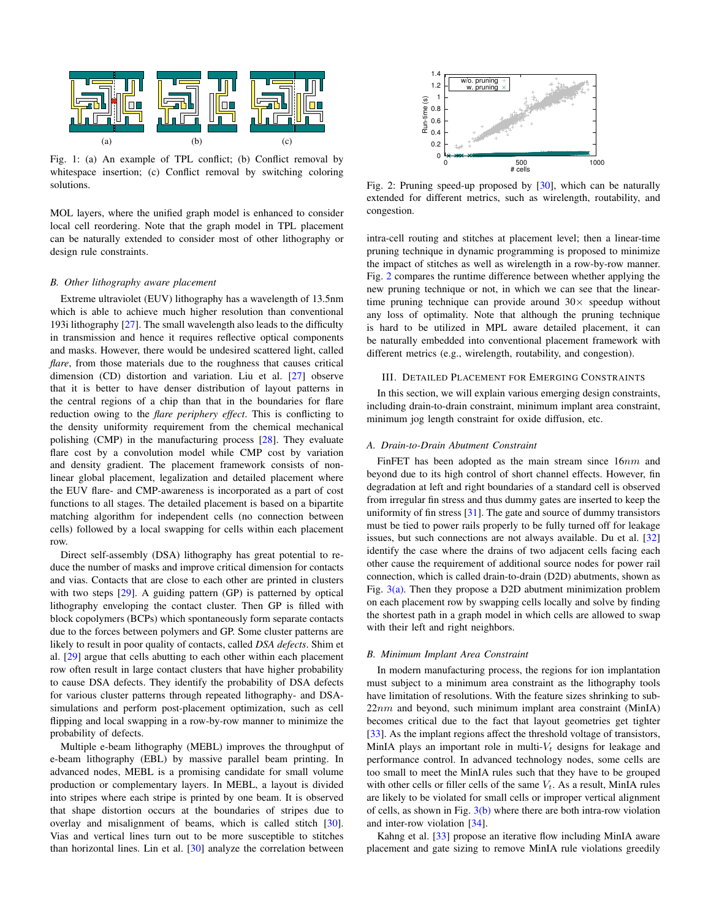Fig. 1: (a) An example of TPL conflict; (b) Conflict removal by whitespace insertion; (c) Conflict removal by switching coloring solutions.

MOL layers, where the unified graph model is enhanced to consider local cell reordering. Note that the graph model in TPL placement can be naturally extended to consider most of other lithography or design rule constraints.

### B. Other lithography aware placement

Extreme ultraviolet (EUV) lithography has a wavelength of 13.5nm which is able to achieve much higher resolution than conventional 193i lithography [27]. The small wavelength also leads to the difficulty in transmission and hence it requires reflective optical components and masks. However, there would be undesired scattered light, called *flare*, from those materials due to the roughness that causes critical dimension (CD) distortion and variation. Liu et al. [27] observe that it is better to have denser distribution of layout patterns in the central regions of a chip than that in the boundaries for flare reduction owing to the *flare periphery effect*. This is conflicting to the density uniformity requirement from the chemical mechanical polishing (CMP) in the manufacturing process [28]. They evaluate flare cost by a convolution model while CMP cost by variation and density gradient. The placement framework consists of non-linear global placement, legalization and detailed placement where the EUV flare- and CMP-awareness is incorporated as a part of cost functions to all stages. The detailed placement is based on a bipartite matching algorithm for independent cells (no connection between cells) followed by a local swapping for cells within each placement row.

Direct self-assembly (DSA) lithography has great potential to reduce the number of masks and improve critical dimension for contacts and vias. Contacts that are close to each other are printed in clusters with two steps [29]. A guiding pattern (GP) is patterned by optical lithography enveloping the contact cluster. Then GP is filled with block copolymers (BCPs) which spontaneously form separate contacts due to the forces between polymers and GP. Some cluster patterns are likely to result in poor quality of contacts, called *DSA defects*. Shim et al. [29] argue that cells abutting to each other within each placement row often result in large contact clusters that have higher probability to cause DSA defects. They identify the probability of DSA defects for various cluster patterns through repeated lithography- and DSA-simulations and perform post-placement optimization, such as cell flipping and local swapping in a row-by-row manner to minimize the probability of defects.

Multiple e-beam lithography (MEBL) improves the throughput of e-beam lithography (EBL) by massive parallel beam printing. In advanced nodes, MEBL is a promising candidate for small volume production or complementary layers. In MEBL, a layout is divided into stripes where each stripe is printed by one beam. It is observed that shape distortion occurs at the boundaries of stripes due to overlay and misalignment of beams, which is called stitch [30]. Vias and vertical lines turn out to be more susceptible to stitches than horizontal lines. Lin et al. [30] analyze the correlation between intra-cell routing and stitches at placement level; then a linear-time pruning technique in dynamic programming is proposed to minimize the impact of stitches as well as wirelength in a row-by-row manner. Fig. 2 compares the runtime difference between whether applying the new pruning technique or not, in which we can see that the linear-time pruning technique can provide around 30× speedup without any loss of optimality. Note that although the pruning technique is hard to be utilized in MPL aware detailed placement, it can be naturally embedded into conventional placement framework with different metrics (e.g., wirelength, routability, and congestion).

Fig. 2: Pruning speed-up proposed by [30], which can be naturally extended for different metrics, such as wirelength, routability, and congestion.

## III. Detailed Placement for Emerging Constraints

In this section, we will explain various emerging design constraints, including drain-to-drain constraint, minimum implant area constraint, minimum jog length constraint for oxide diffusion, etc.

### A. Drain-to-Drain Abutment Constraint

FinFET has been adopted as the main stream since $16nm$ and beyond due to its high control of short channel effects. However, fin degradation at left and right boundaries of a standard cell is observed from irregular fin stress and thus dummy gates are inserted to keep the uniformity of fin stress [31]. The gate and source of dummy transistors must be tied to power rails properly to be fully turned off for leakage issues, but such connections are not always available. Du et al. [32] identify the case where the drains of two adjacent cells facing each other cause the requirement of additional source nodes for power rail connection, which is called drain-to-drain (D2D) abutments, shown as Fig. 3(a). Then they propose a D2D abutment minimization problem on each placement row by swapping cells locally and solve by finding the shortest path in a graph model in which cells are allowed to swap with their left and right neighbors.

### B. Minimum Implant Area Constraint

In modern manufacturing process, the regions for ion implantation must subject to a minimum area constraint as the lithography tools have limitation of resolutions. With the feature sizes shrinking to sub-$22nm$ and beyond, such minimum implant area constraint (MinIA) becomes critical due to the fact that layout geometries get tighter [33]. As the implant regions affect the threshold voltage of transistors, MinIA plays an important role in multi-$V_t$ designs for leakage and performance control. In advanced technology nodes, some cells are too small to meet the MinIA rules such that they have to be grouped with other cells or filler cells of the same $V_t$. As a result, MinIA rules are likely to be violated for small cells or improper vertical alignment of cells, as shown in Fig. 3(b) where there are both intra-row violation and inter-row violation [34].

Kahng et al. [33] propose an iterative flow including MinIA aware placement and gate sizing to remove MinIA rule violations greedily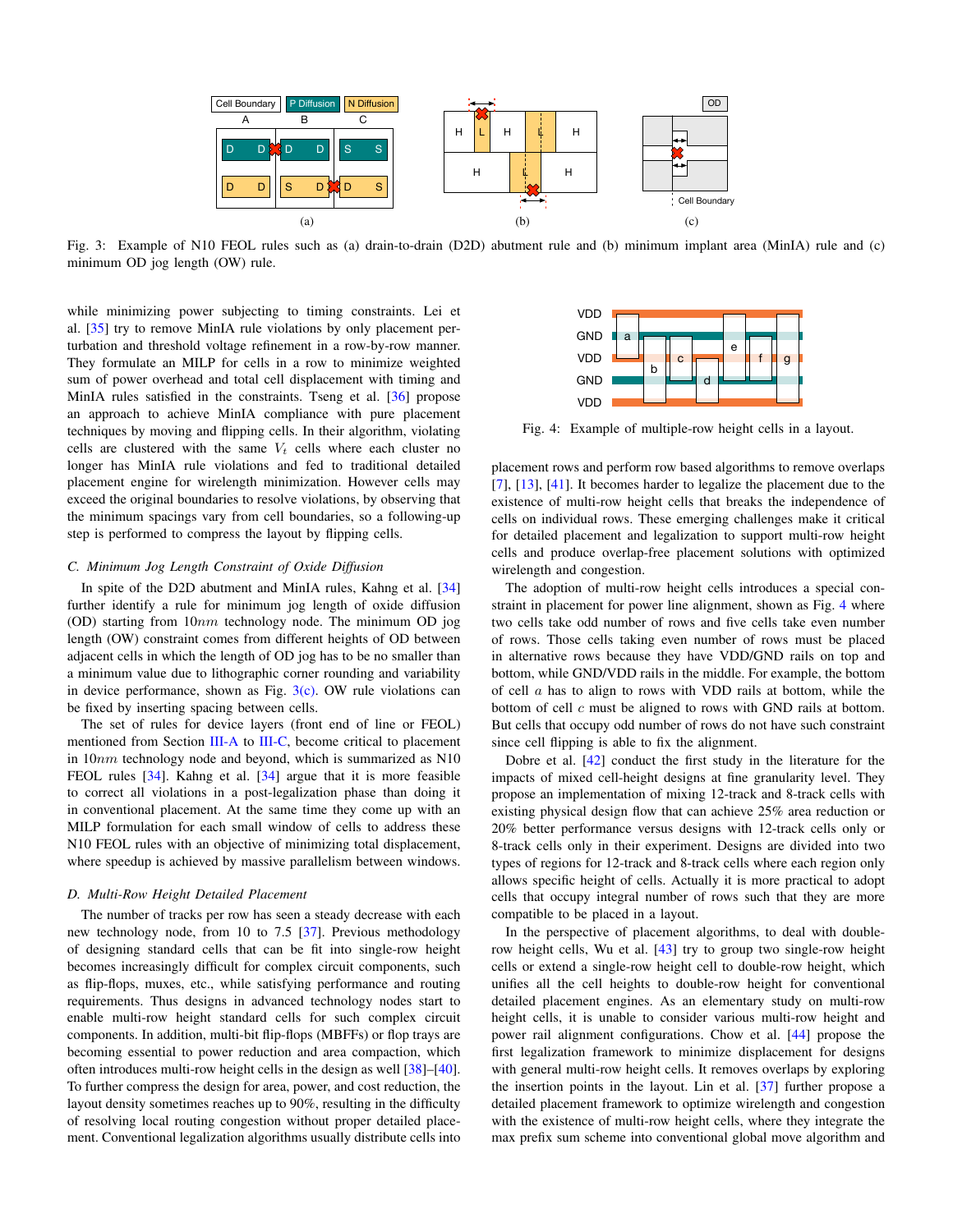Fig. 3: Example of N10 FEOL rules such as (a) drain-to-drain (D2D) abutment rule and (b) minimum implant area (MinIA) rule and (c) minimum OD jog length (OW) rule.

while minimizing power subjecting to timing constraints. Lei et al. [35] try to remove MinIA rule violations by only placement perturbation and threshold voltage refinement in a row-by-row manner. They formulate an MILP for cells in a row to minimize weighted sum of power overhead and total cell displacement with timing and MinIA rules satisfied in the constraints. Tseng et al. [36] propose an approach to achieve MinIA compliance with pure placement techniques by moving and flipping cells. In their algorithm, violating cells are clustered with the same $V_t$ cells where each cluster no longer has MinIA rule violations and fed to traditional detailed placement engine for wirelength minimization. However cells may exceed the original boundaries to resolve violations, by observing that the minimum spacings vary from cell boundaries, so a following-up step is performed to compress the layout by flipping cells.

### *C. Minimum Jog Length Constraint of Oxide Diffusion*

In spite of the D2D abutment and MinIA rules, Kahng et al. [34] further identify a rule for minimum jog length of oxide diffusion (OD) starting from $10nm$ technology node. The minimum OD jog length (OW) constraint comes from different heights of OD between adjacent cells in which the length of OD jog has to be no smaller than a minimum value due to lithographic corner rounding and variability in device performance, shown as Fig. 3(c). OW rule violations can be fixed by inserting spacing between cells.

The set of rules for device layers (front end of line or FEOL) mentioned from Section III-A to III-C, become critical to placement in $10nm$ technology node and beyond, which is summarized as N10 FEOL rules [34]. Kahng et al. [34] argue that it is more feasible to correct all violations in a post-legalization phase than doing it in conventional placement. At the same time they come up with an MILP formulation for each small window of cells to address these N10 FEOL rules with an objective of minimizing total displacement, where speedup is achieved by massive parallelism between windows.

### *D. Multi-Row Height Detailed Placement*

The number of tracks per row has seen a steady decrease with each new technology node, from 10 to 7.5 [37]. Previous methodology of designing standard cells that can be fit into single-row height becomes increasingly difficult for complex circuit components, such as flip-flops, muxes, etc., while satisfying performance and routing requirements. Thus designs in advanced technology nodes start to enable multi-row height standard cells for such complex circuit components. In addition, multi-bit flip-flops (MBFFs) or flop trays are becoming essential to power reduction and area compaction, which often introduces multi-row height cells in the design as well [38]–[40]. To further compress the design for area, power, and cost reduction, the layout density sometimes reaches up to 90%, resulting in the difficulty of resolving local routing congestion without proper detailed placement. Conventional legalization algorithms usually distribute cells into placement rows and perform row based algorithms to remove overlaps [7], [13], [41]. It becomes harder to legalize the placement due to the existence of multi-row height cells that breaks the independence of cells on individual rows. These emerging challenges make it critical for detailed placement and legalization to support multi-row height cells and produce overlap-free placement solutions with optimized wirelength and congestion.

Fig. 4: Example of multiple-row height cells in a layout.

The adoption of multi-row height cells introduces a special constraint in placement for power line alignment, shown as Fig. 4 where two cells take odd number of rows and five cells take even number of rows. Those cells taking even number of rows must be placed in alternative rows because they have VDD/GND rails on top and bottom, while GND/VDD rails in the middle. For example, the bottom of cell $a$ has to align to rows with VDD rails at bottom, while the bottom of cell $c$ must be aligned to rows with GND rails at bottom. But cells that occupy odd number of rows do not have such constraint since cell flipping is able to fix the alignment.

Dobre et al. [42] conduct the first study in the literature for the impacts of mixed cell-height designs at fine granularity level. They propose an implementation of mixing 12-track and 8-track cells with existing physical design flow that can achieve 25% area reduction or 20% better performance versus designs with 12-track cells only or 8-track cells only in their experiment. Designs are divided into two types of regions for 12-track and 8-track cells where each region only allows specific height of cells. Actually it is more practical to adopt cells that occupy integral number of rows such that they are more compatible to be placed in a layout.

In the perspective of placement algorithms, to deal with double-row height cells, Wu et al. [43] try to group two single-row height cells or extend a single-row height cell to double-row height, which unifies all the cell heights to double-row height for conventional detailed placement engines. As an elementary study on multi-row height cells, it is unable to consider various multi-row height and power rail alignment configurations. Chow et al. [44] propose the first legalization framework to minimize displacement for designs with general multi-row height cells. It removes overlaps by exploring the insertion points in the layout. Lin et al. [37] further propose a detailed placement framework to optimize wirelength and congestion with the existence of multi-row height cells, where they integrate the max prefix sum scheme into conventional global move algorithm and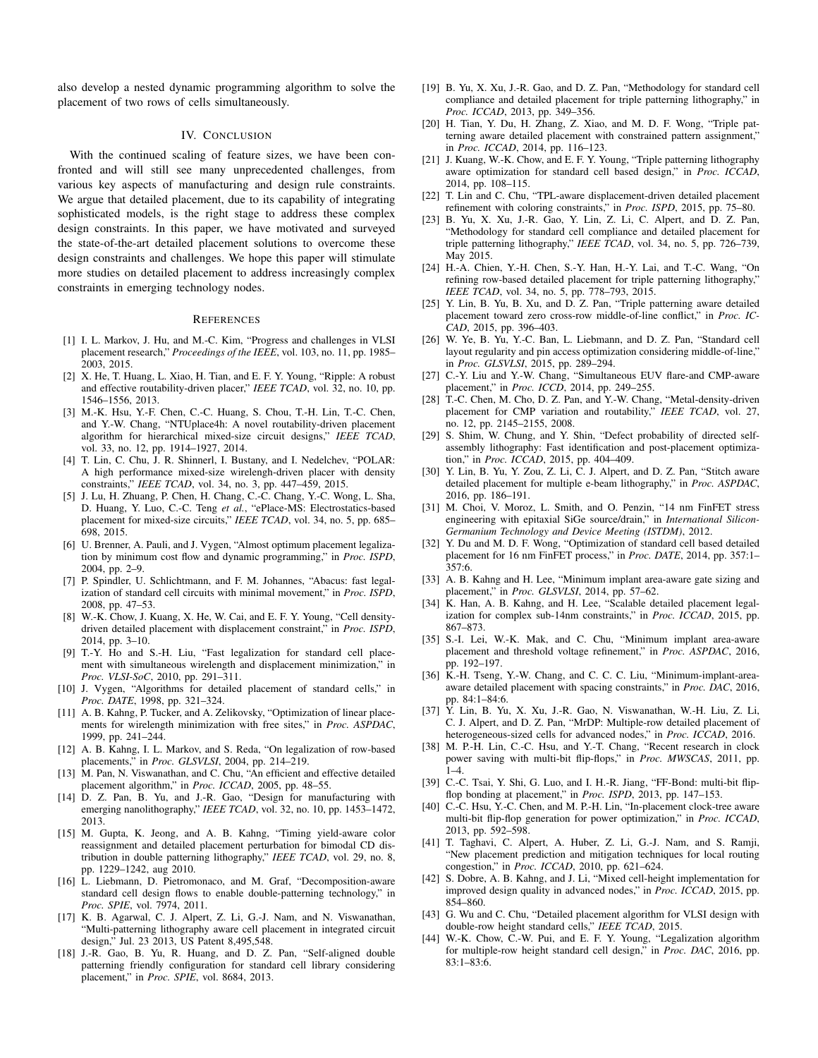also develop a nested dynamic programming algorithm to solve the placement of two rows of cells simultaneously.

## IV. Conclusion

With the continued scaling of feature sizes, we have been confronted and will still see many unprecedented challenges, from various key aspects of manufacturing and design rule constraints. We argue that detailed placement, due to its capability of integrating sophisticated models, is the right stage to address these complex design constraints. In this paper, we have motivated and surveyed the state-of-the-art detailed placement solutions to overcome these design constraints and challenges. We hope this paper will stimulate more studies on detailed placement to address increasingly complex constraints in emerging technology nodes.

## References

[1] I. L. Markov, J. Hu, and M.-C. Kim, "Progress and challenges in VLSI placement research," *Proceedings of the IEEE*, vol. 103, no. 11, pp. 1985–2003, 2015.

[2] X. He, T. Huang, L. Xiao, H. Tian, and E. F. Y. Young, "Ripple: A robust and effective routability-driven placer," *IEEE TCAD*, vol. 32, no. 10, pp. 1546–1556, 2013.

[3] M.-K. Hsu, Y.-F. Chen, C.-C. Huang, S. Chou, T.-H. Lin, T.-C. Chen, and Y.-W. Chang, "NTUplace4h: A novel routability-driven placement algorithm for hierarchical mixed-size circuit designs," *IEEE TCAD*, vol. 33, no. 12, pp. 1914–1927, 2014.

[4] T. Lin, C. Chu, J. R. Shinnerl, I. Bustany, and I. Nedelchev, "POLAR: A high performance mixed-size wirelength-driven placer with density constraints," *IEEE TCAD*, vol. 34, no. 3, pp. 447–459, 2015.

[5] J. Lu, H. Zhuang, P. Chen, H. Chang, C.-C. Chang, Y.-C. Wong, L. Sha, D. Huang, Y. Luo, C.-C. Teng *et al.*, "ePlace-MS: Electrostatics-based placement for mixed-size circuits," *IEEE TCAD*, vol. 34, no. 5, pp. 685–698, 2015.

[6] U. Brenner, A. Pauli, and J. Vygen, "Almost optimum placement legalization by minimum cost flow and dynamic programming," in *Proc. ISPD*, 2004, pp. 2–9.

[7] P. Spindler, U. Schlichtmann, and F. M. Johannes, "Abacus: fast legalization of standard cell circuits with minimal movement," in *Proc. ISPD*, 2008, pp. 47–53.

[8] W.-K. Chow, J. Kuang, X. He, W. Cai, and E. F. Y. Young, "Cell density-driven detailed placement with displacement constraint," in *Proc. ISPD*, 2014, pp. 3–10.

[9] T.-Y. Ho and S.-H. Liu, "Fast legalization for standard cell placement with simultaneous wirelength and displacement minimization," in *Proc. VLSI-SoC*, 2010, pp. 291–311.

[10] J. Vygen, "Algorithms for detailed placement of standard cells," in *Proc. DATE*, 1998, pp. 321–324.

[11] A. B. Kahng, P. Tucker, and A. Zelikovsky, "Optimization of linear placements for wirelength minimization with free sites," in *Proc. ASPDAC*, 1999, pp. 241–244.

[12] A. B. Kahng, I. L. Markov, and S. Reda, "On legalization of row-based placements," in *Proc. GLSVLSI*, 2004, pp. 214–219.

[13] M. Pan, N. Viswanathan, and C. Chu, "An efficient and effective detailed placement algorithm," in *Proc. ICCAD*, 2005, pp. 48–55.

[14] D. Z. Pan, B. Yu, and J.-R. Gao, "Design for manufacturing with emerging nanolithography," *IEEE TCAD*, vol. 32, no. 10, pp. 1453–1472, 2013.

[15] M. Gupta, K. Jeong, and A. B. Kahng, "Timing yield-aware color reassignment and detailed placement perturbation for bimodal CD distribution in double patterning lithography," *IEEE TCAD*, vol. 29, no. 8, pp. 1229–1242, aug 2010.

[16] L. Liebmann, D. Pietromonaco, and M. Graf, "Decomposition-aware standard cell design flows to enable double-patterning technology," in *Proc. SPIE*, vol. 7974, 2011.

[17] K. B. Agarwal, C. J. Alpert, Z. Li, G.-J. Nam, and N. Viswanathan, "Multi-patterning lithography aware cell placement in integrated circuit design," Jul. 23 2013, US Patent 8,495,548.

[18] J.-R. Gao, B. Yu, R. Huang, and D. Z. Pan, "Self-aligned double patterning friendly configuration for standard cell library considering placement," in *Proc. SPIE*, vol. 8684, 2013.

[19] B. Yu, X. Xu, J.-R. Gao, and D. Z. Pan, "Methodology for standard cell compliance and detailed placement for triple patterning lithography," in *Proc. ICCAD*, 2013, pp. 349–356.

[20] H. Tian, Y. Du, H. Zhang, Z. Xiao, and M. D. F. Wong, "Triple patterning aware detailed placement with constrained pattern assignment," in *Proc. ICCAD*, 2014, pp. 116–123.

[21] J. Kuang, W.-K. Chow, and E. F. Y. Young, "Triple patterning lithography aware optimization for standard cell based design," in *Proc. ICCAD*, 2014, pp. 108–115.

[22] T. Lin and C. Chu, "TPL-aware displacement-driven detailed placement refinement with coloring constraints," in *Proc. ISPD*, 2015, pp. 75–80.

[23] B. Yu, X. Xu, J.-R. Gao, Y. Lin, Z. Li, C. Alpert, and D. Z. Pan, "Methodology for standard cell compliance and detailed placement for triple patterning lithography," *IEEE TCAD*, vol. 34, no. 5, pp. 726–739, May 2015.

[24] H.-A. Chien, Y.-H. Chen, S.-Y. Han, H.-Y. Lai, and T.-C. Wang, "On refining row-based detailed placement for triple patterning lithography," *IEEE TCAD*, vol. 34, no. 5, pp. 778–793, 2015.

[25] Y. Lin, B. Yu, B. Xu, and D. Z. Pan, "Triple patterning aware detailed placement toward zero cross-row middle-of-line conflict," in *Proc. ICCAD*, 2015, pp. 396–403.

[26] W. Ye, B. Yu, Y.-C. Ban, L. Liebmann, and D. Z. Pan, "Standard cell layout regularity and pin access optimization considering middle-of-line," in *Proc. GLSVLSI*, 2015, pp. 289–294.

[27] C.-Y. Liu and Y.-W. Chang, "Simultaneous EUV flare-and CMP-aware placement," in *Proc. ICCD*, 2014, pp. 249–255.

[28] T.-C. Chen, M. Cho, D. Z. Pan, and Y.-W. Chang, "Metal-density-driven placement for CMP variation and routability," *IEEE TCAD*, vol. 27, no. 12, pp. 2145–2155, 2008.

[29] S. Shim, W. Chung, and Y. Shin, "Defect probability of directed self-assembly lithography: Fast identification and post-placement optimization," in *Proc. ICCAD*, 2015, pp. 404–409.

[30] Y. Lin, B. Yu, Y. Zou, Z. Li, C. J. Alpert, and D. Z. Pan, "Stitch aware detailed placement for multiple e-beam lithography," in *Proc. ASPDAC*, 2016, pp. 186–191.

[31] M. Choi, V. Moroz, L. Smith, and O. Penzin, "14 nm FinFET stress engineering with epitaxial SiGe source/drain," in *International Silicon-Germanium Technology and Device Meeting (ISTDM)*, 2012.

[32] Y. Du and M. D. F. Wong, "Optimization of standard cell based detailed placement for 16 nm FinFET process," in *Proc. DATE*, 2014, pp. 357:1–357:6.

[33] A. B. Kahng and H. Lee, "Minimum implant area-aware gate sizing and placement," in *Proc. GLSVLSI*, 2014, pp. 57–62.

[34] K. Han, A. B. Kahng, and H. Lee, "Scalable detailed placement legalization for complex sub-14nm constraints," in *Proc. ICCAD*, 2015, pp. 867–873.

[35] S.-I. Lei, W.-K. Mak, and C. Chu, "Minimum implant area-aware placement and threshold voltage refinement," in *Proc. ASPDAC*, 2016, pp. 192–197.

[36] K.-H. Tseng, Y.-W. Chang, and C. C. C. Liu, "Minimum-implant-area-aware detailed placement with spacing constraints," in *Proc. DAC*, 2016, pp. 84:1–84:6.

[37] Y. Lin, B. Yu, X. Xu, J.-R. Gao, N. Viswanathan, W.-H. Liu, Z. Li, C. J. Alpert, and D. Z. Pan, "MrDP: Multiple-row detailed placement of heterogeneous-sized cells for advanced nodes," in *Proc. ICCAD*, 2016.

[38] M. P.-H. Lin, C.-C. Hsu, and Y.-T. Chang, "Recent research in clock power saving with multi-bit flip-flops," in *Proc. MWSCAS*, 2011, pp. 1–4.

[39] C.-C. Tsai, Y. Shi, G. Luo, and I. H.-R. Jiang, "FF-Bond: multi-bit flip-flop bonding at placement," in *Proc. ISPD*, 2013, pp. 147–153.

[40] C.-C. Hsu, Y.-C. Chen, and M. P.-H. Lin, "In-placement clock-tree aware multi-bit flip-flop generation for power optimization," in *Proc. ICCAD*, 2013, pp. 592–598.

[41] T. Taghavi, C. Alpert, A. Huber, Z. Li, G.-J. Nam, and S. Ramji, "New placement prediction and mitigation techniques for local routing congestion," in *Proc. ICCAD*, 2010, pp. 621–624.

[42] S. Dobre, A. B. Kahng, and J. Li, "Mixed cell-height implementation for improved design quality in advanced nodes," in *Proc. ICCAD*, 2015, pp. 854–860.

[43] G. Wu and C. Chu, "Detailed placement algorithm for VLSI design with double-row height standard cells," *IEEE TCAD*, 2015.

[44] W.-K. Chow, C.-W. Pui, and E. F. Y. Young, "Legalization algorithm for multiple-row height standard cell design," in *Proc. DAC*, 2016, pp. 83:1–83:6.